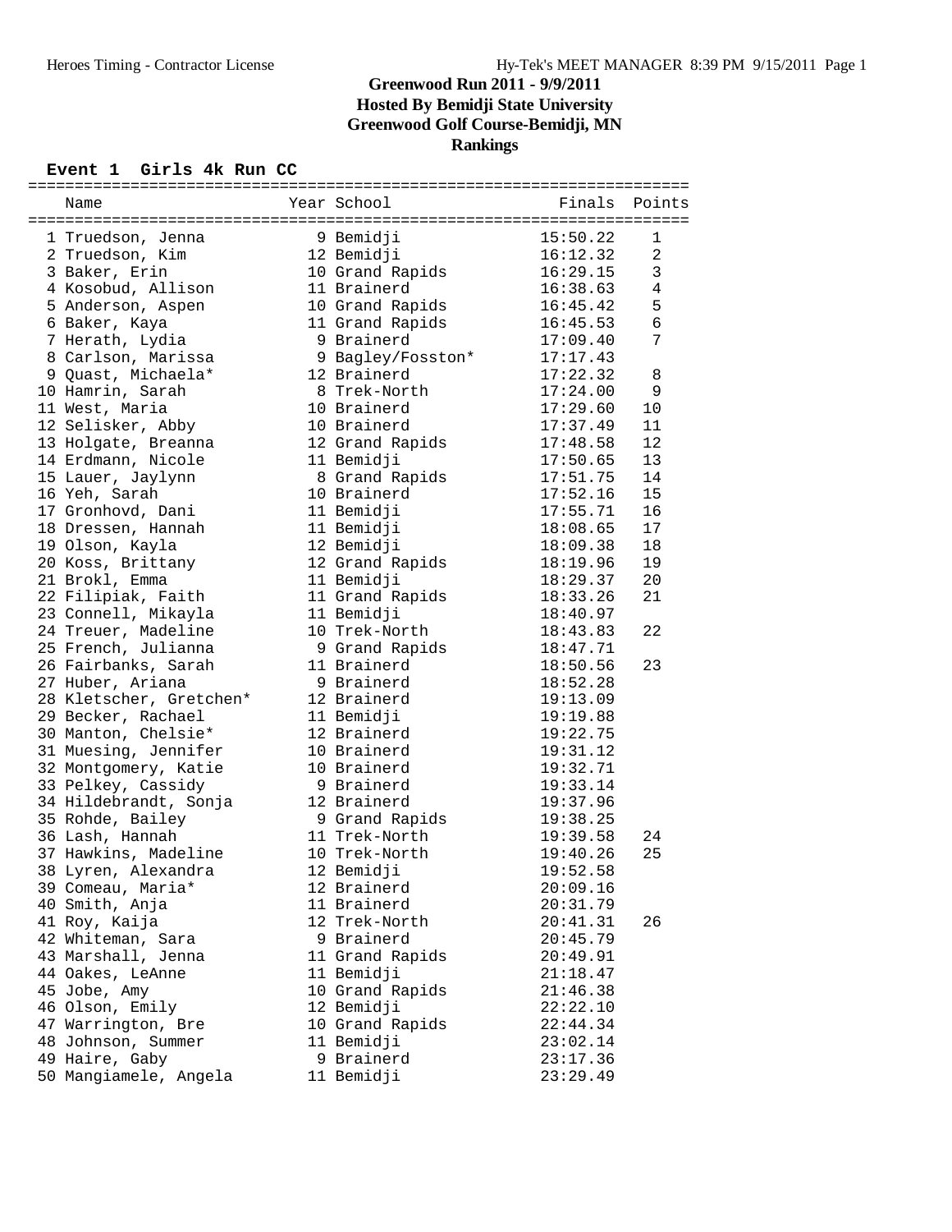# Greenwood Run 2011 - 9/9/2011
## Hosted By Bemidji State University
## Greenwood Golf Course-Bemidji, MN
## Rankings

### Event 1 Girls 4k Run CC

| | Name | Year | School | Finals | Points |
|---|---|---|---|---|---|
| 1 | Truedson, Jenna | 9 | Bemidji | 15:50.22 | 1 |
| 2 | Truedson, Kim | 12 | Bemidji | 16:12.32 | 2 |
| 3 | Baker, Erin | 10 | Grand Rapids | 16:29.15 | 3 |
| 4 | Kosobud, Allison | 11 | Brainerd | 16:38.63 | 4 |
| 5 | Anderson, Aspen | 10 | Grand Rapids | 16:45.42 | 5 |
| 6 | Baker, Kaya | 11 | Grand Rapids | 16:45.53 | 6 |
| 7 | Herath, Lydia | 9 | Brainerd | 17:09.40 | 7 |
| 8 | Carlson, Marissa | 9 | Bagley/Fosston* | 17:17.43 | |
| 9 | Quast, Michaela* | 12 | Brainerd | 17:22.32 | 8 |
| 10 | Hamrin, Sarah | 8 | Trek-North | 17:24.00 | 9 |
| 11 | West, Maria | 10 | Brainerd | 17:29.60 | 10 |
| 12 | Selisker, Abby | 10 | Brainerd | 17:37.49 | 11 |
| 13 | Holgate, Breanna | 12 | Grand Rapids | 17:48.58 | 12 |
| 14 | Erdmann, Nicole | 11 | Bemidji | 17:50.65 | 13 |
| 15 | Lauer, Jaylynn | 8 | Grand Rapids | 17:51.75 | 14 |
| 16 | Yeh, Sarah | 10 | Brainerd | 17:52.16 | 15 |
| 17 | Gronhovd, Dani | 11 | Bemidji | 17:55.71 | 16 |
| 18 | Dressen, Hannah | 11 | Bemidji | 18:08.65 | 17 |
| 19 | Olson, Kayla | 12 | Bemidji | 18:09.38 | 18 |
| 20 | Koss, Brittany | 12 | Grand Rapids | 18:19.96 | 19 |
| 21 | Brokl, Emma | 11 | Bemidji | 18:29.37 | 20 |
| 22 | Filipiak, Faith | 11 | Grand Rapids | 18:33.26 | 21 |
| 23 | Connell, Mikayla | 11 | Bemidji | 18:40.97 | |
| 24 | Treuer, Madeline | 10 | Trek-North | 18:43.83 | 22 |
| 25 | French, Julianna | 9 | Grand Rapids | 18:47.71 | |
| 26 | Fairbanks, Sarah | 11 | Brainerd | 18:50.56 | 23 |
| 27 | Huber, Ariana | 9 | Brainerd | 18:52.28 | |
| 28 | Kletscher, Gretchen* | 12 | Brainerd | 19:13.09 | |
| 29 | Becker, Rachael | 11 | Bemidji | 19:19.88 | |
| 30 | Manton, Chelsie* | 12 | Brainerd | 19:22.75 | |
| 31 | Muesing, Jennifer | 10 | Brainerd | 19:31.12 | |
| 32 | Montgomery, Katie | 10 | Brainerd | 19:32.71 | |
| 33 | Pelkey, Cassidy | 9 | Brainerd | 19:33.14 | |
| 34 | Hildebrandt, Sonja | 12 | Brainerd | 19:37.96 | |
| 35 | Rohde, Bailey | 9 | Grand Rapids | 19:38.25 | |
| 36 | Lash, Hannah | 11 | Trek-North | 19:39.58 | 24 |
| 37 | Hawkins, Madeline | 10 | Trek-North | 19:40.26 | 25 |
| 38 | Lyren, Alexandra | 12 | Bemidji | 19:52.58 | |
| 39 | Comeau, Maria* | 12 | Brainerd | 20:09.16 | |
| 40 | Smith, Anja | 11 | Brainerd | 20:31.79 | |
| 41 | Roy, Kaija | 12 | Trek-North | 20:41.31 | 26 |
| 42 | Whiteman, Sara | 9 | Brainerd | 20:45.79 | |
| 43 | Marshall, Jenna | 11 | Grand Rapids | 20:49.91 | |
| 44 | Oakes, LeAnne | 11 | Bemidji | 21:18.47 | |
| 45 | Jobe, Amy | 10 | Grand Rapids | 21:46.38 | |
| 46 | Olson, Emily | 12 | Bemidji | 22:22.10 | |
| 47 | Warrington, Bre | 10 | Grand Rapids | 22:44.34 | |
| 48 | Johnson, Summer | 11 | Bemidji | 23:02.14 | |
| 49 | Haire, Gaby | 9 | Brainerd | 23:17.36 | |
| 50 | Mangiamele, Angela | 11 | Bemidji | 23:29.49 | |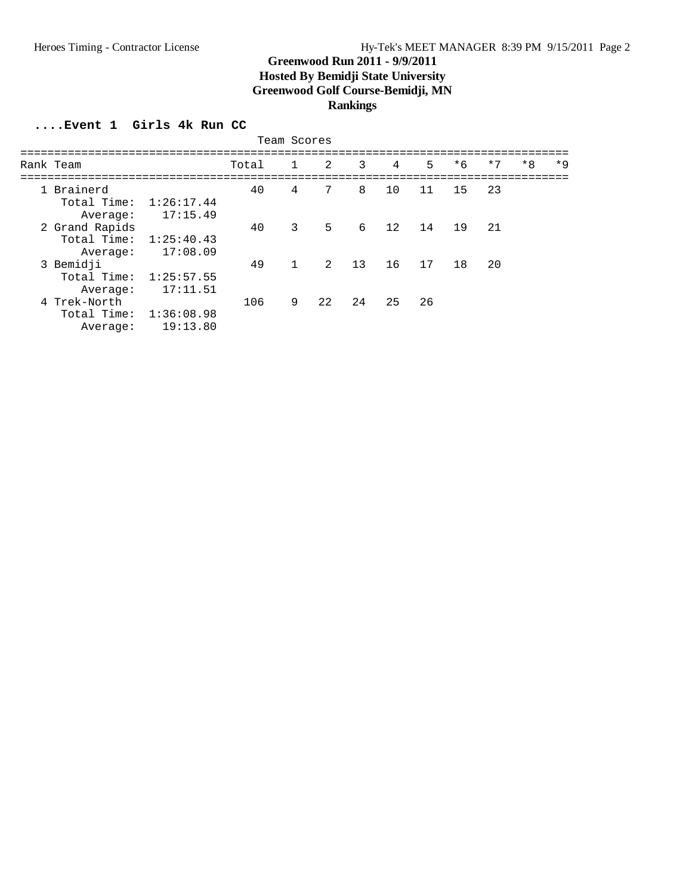# Greenwood Run 2011 - 9/9/2011

## Hosted By Bemidji State University

## Greenwood Golf Course-Bemidji, MN

## Rankings

### ....Event 1 Girls 4k Run CC

Team Scores

| Rank | Team | Total | 1 | 2 | 3 | 4 | 5 | *6 | *7 | *8 | *9 |
|---|---|---|---|---|---|---|---|---|---|---|---|
| 1 | Brainerd | 40 | 4 | 7 | 8 | 10 | 11 | 15 | 23 | | |
| | Total Time: 1:26:17.44 | | | | | | | | | | |
| | Average: 17:15.49 | | | | | | | | | | |
| 2 | Grand Rapids | 40 | 3 | 5 | 6 | 12 | 14 | 19 | 21 | | |
| | Total Time: 1:25:40.43 | | | | | | | | | | |
| | Average: 17:08.09 | | | | | | | | | | |
| 3 | Bemidji | 49 | 1 | 2 | 13 | 16 | 17 | 18 | 20 | | |
| | Total Time: 1:25:57.55 | | | | | | | | | | |
| | Average: 17:11.51 | | | | | | | | | | |
| 4 | Trek-North | 106 | 9 | 22 | 24 | 25 | 26 | | | | |
| | Total Time: 1:36:08.98 | | | | | | | | | | |
| | Average: 19:13.80 | | | | | | | | | | |